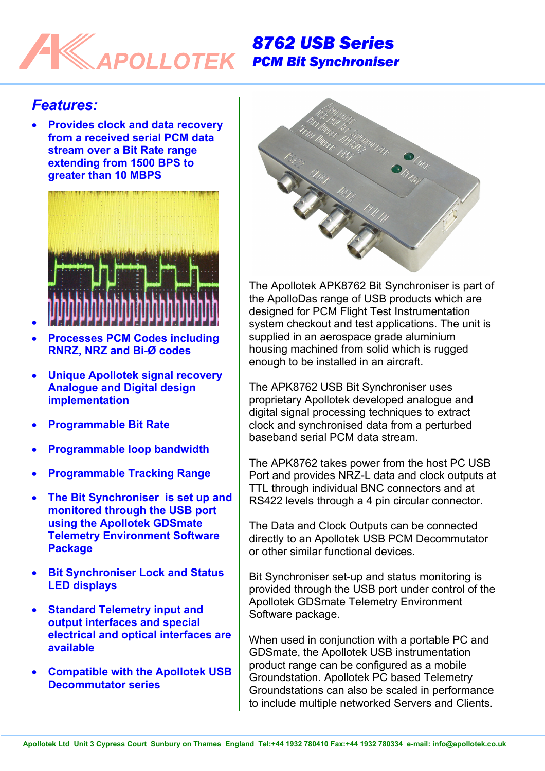# 8762 USB Series
## PCM Bit Synchroniser

## Features:

- **Provides clock and data recovery from a received serial PCM data stream over a Bit Rate range extending from 1500 BPS to greater than 10 MBPS**
- **Processes PCM Codes including RNRZ, NRZ and Bi-Ø codes**
- **Unique Apollotek signal recovery Analogue and Digital design implementation**
- **Programmable Bit Rate**
- **Programmable loop bandwidth**
- **Programmable Tracking Range**
- **The Bit Synchroniser is set up and monitored through the USB port using the Apollotek GDSmate Telemetry Environment Software Package**
- **Bit Synchroniser Lock and Status LED displays**
- **Standard Telemetry input and output interfaces and special electrical and optical interfaces are available**
- **Compatible with the Apollotek USB Decommutator series**

The Apollotek APK8762 Bit Synchroniser is part of the ApolloDas range of USB products which are designed for PCM Flight Test Instrumentation system checkout and test applications. The unit is supplied in an aerospace grade aluminium housing machined from solid which is rugged enough to be installed in an aircraft.

The APK8762 USB Bit Synchroniser uses proprietary Apollotek developed analogue and digital signal processing techniques to extract clock and synchronised data from a perturbed baseband serial PCM data stream.

The APK8762 takes power from the host PC USB Port and provides NRZ-L data and clock outputs at TTL through individual BNC connectors and at RS422 levels through a 4 pin circular connector.

The Data and Clock Outputs can be connected directly to an Apollotek USB PCM Decommutator or other similar functional devices.

Bit Synchroniser set-up and status monitoring is provided through the USB port under control of the Apollotek GDSmate Telemetry Environment Software package.

When used in conjunction with a portable PC and GDSmate, the Apollotek USB instrumentation product range can be configured as a mobile Groundstation. Apollotek PC based Telemetry Groundstations can also be scaled in performance to include multiple networked Servers and Clients.

Apollotek Ltd Unit 3 Cypress Court Sunbury on Thames England Tel:+44 1932 780410 Fax:+44 1932 780334 e-mail: info@apollotek.co.uk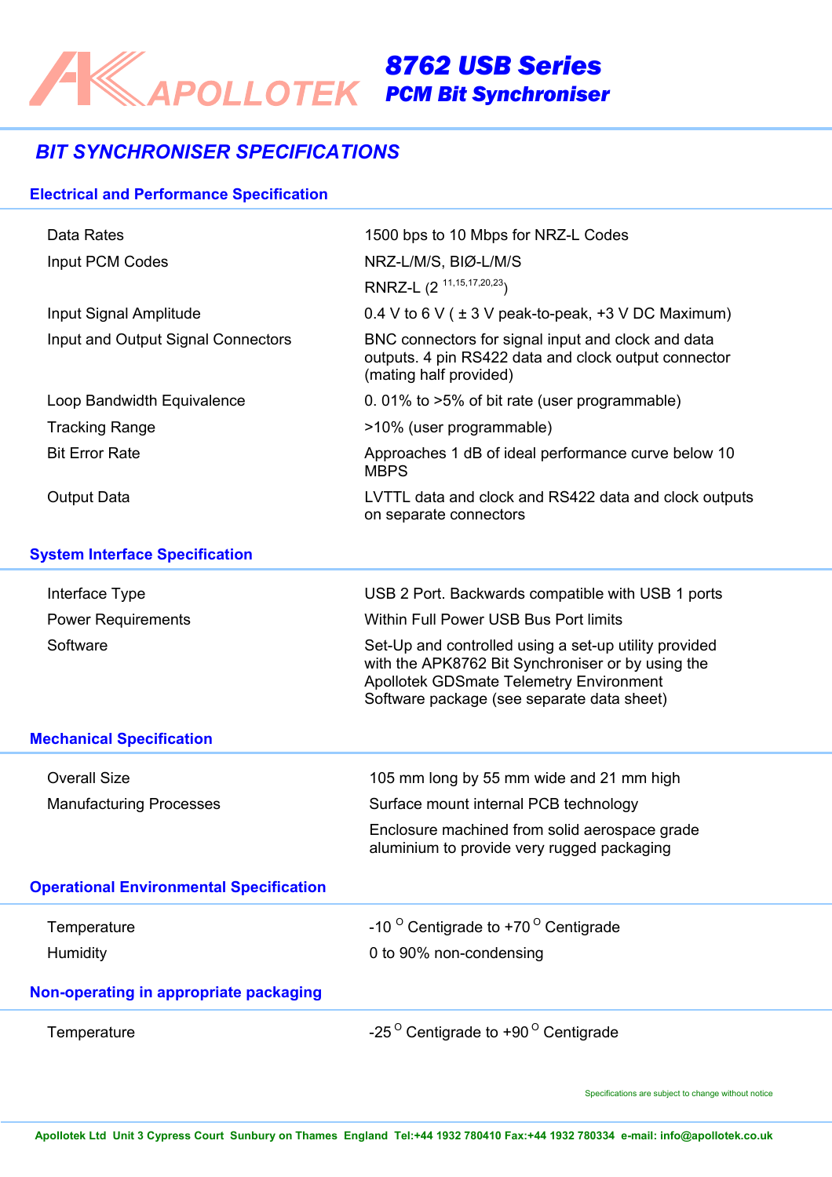# 8762 USB Series
## PCM Bit Synchroniser

## BIT SYNCHRONISER SPECIFICATIONS

### Electrical and Performance Specification

| | |
|---|---|
| Data Rates | 1500 bps to 10 Mbps for NRZ-L Codes |
| Input PCM Codes | NRZ-L/M/S, BIØ-L/M/S |
| | RNRZ-L ($2^{11,15,17,20,23}$) |
| Input Signal Amplitude | 0.4 V to 6 V ( ± 3 V peak-to-peak, +3 V DC Maximum) |
| Input and Output Signal Connectors | BNC connectors for signal input and clock and data outputs. 4 pin RS422 data and clock output connector (mating half provided) |
| Loop Bandwidth Equivalence | 0. 01% to >5% of bit rate (user programmable) |
| Tracking Range | >10% (user programmable) |
| Bit Error Rate | Approaches 1 dB of ideal performance curve below 10 MBPS |
| Output Data | LVTTL data and clock and RS422 data and clock outputs on separate connectors |

### System Interface Specification

| | |
|---|---|
| Interface Type | USB 2 Port. Backwards compatible with USB 1 ports |
| Power Requirements | Within Full Power USB Bus Port limits |
| Software | Set-Up and controlled using a set-up utility provided with the APK8762 Bit Synchroniser or by using the Apollotek GDSmate Telemetry Environment Software package (see separate data sheet) |

### Mechanical Specification

| | |
|---|---|
| Overall Size | 105 mm long by 55 mm wide and 21 mm high |
| Manufacturing Processes | Surface mount internal PCB technology |
| | Enclosure machined from solid aerospace grade aluminium to provide very rugged packaging |

### Operational Environmental Specification

| | |
|---|---|
| Temperature | -10 $^{O}$ Centigrade to +70 $^{O}$ Centigrade |
| Humidity | 0 to 90% non-condensing |

### Non-operating in appropriate packaging

| | |
|---|---|
| Temperature | -25 $^{O}$ Centigrade to +90 $^{O}$ Centigrade |

Specifications are subject to change without notice

Apollotek Ltd Unit 3 Cypress Court Sunbury on Thames England Tel:+44 1932 780410 Fax:+44 1932 780334 e-mail: info@apollotek.co.uk